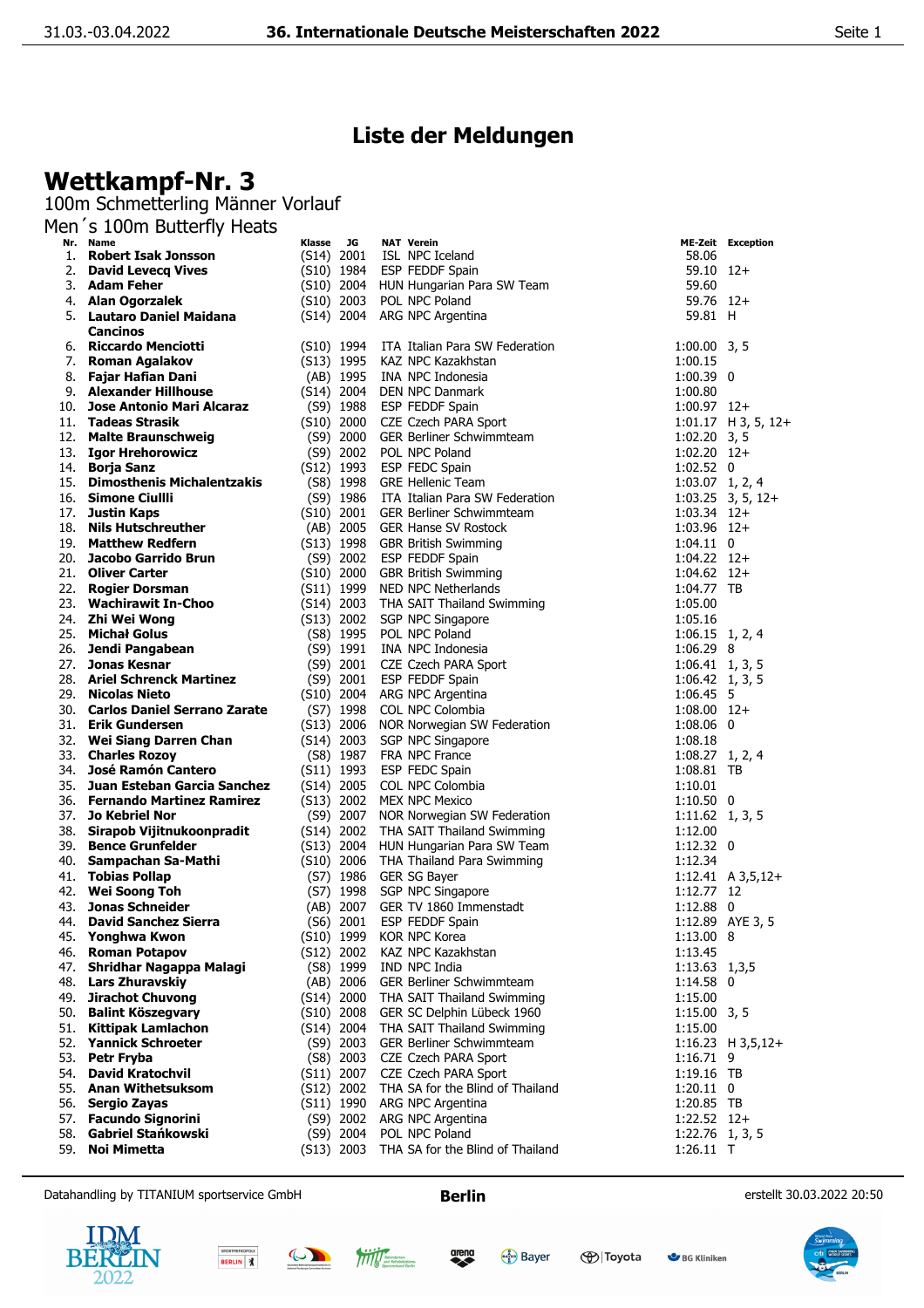## Liste der Meldungen

# Wettkampf-Nr. 3

100m Schmetterling Männer Vorlauf

Men´s 100m Butterfly Heats

| Nr. | Name | Klasse | JG | NAT | Verein | ME-Zeit | Exception |
|---|---|---|---|---|---|---|---|
| 1. | **Robert Isak Jonsson** | (S14) | 2001 | ISL | NPC Iceland | 58.06 | |
| 2. | **David Levecq Vives** | (S10) | 1984 | ESP | FEDDF Spain | 59.10 | 12+ |
| 3. | **Adam Feher** | (S10) | 2004 | HUN | Hungarian Para SW Team | 59.60 | |
| 4. | **Alan Ogorzalek** | (S10) | 2003 | POL | NPC Poland | 59.76 | 12+ |
| 5. | **Lautaro Daniel Maidana Cancinos** | (S14) | 2004 | ARG | NPC Argentina | 59.81 | H |
| 6. | **Riccardo Menciotti** | (S10) | 1994 | ITA | Italian Para SW Federation | 1:00.00 | 3, 5 |
| 7. | **Roman Agalakov** | (S13) | 1995 | KAZ | NPC Kazakhstan | 1:00.15 | |
| 8. | **Fajar Hafian Dani** | (AB) | 1995 | INA | NPC Indonesia | 1:00.39 | 0 |
| 9. | **Alexander Hillhouse** | (S14) | 2004 | DEN | NPC Danmark | 1:00.80 | |
| 10. | **Jose Antonio Mari Alcaraz** | (S9) | 1988 | ESP | FEDDF Spain | 1:00.97 | 12+ |
| 11. | **Tadeas Strasik** | (S10) | 2000 | CZE | Czech PARA Sport | 1:01.17 | H 3, 5, 12+ |
| 12. | **Malte Braunschweig** | (S9) | 2000 | GER | Berliner Schwimmteam | 1:02.20 | 3, 5 |
| 13. | **Igor Hrehorowicz** | (S9) | 2002 | POL | NPC Poland | 1:02.20 | 12+ |
| 14. | **Borja Sanz** | (S12) | 1993 | ESP | FEDC Spain | 1:02.52 | 0 |
| 15. | **Dimosthenis Michalentzakis** | (S8) | 1998 | GRE | Hellenic Team | 1:03.07 | 1, 2, 4 |
| 16. | **Simone Ciulli** | (S9) | 1986 | ITA | Italian Para SW Federation | 1:03.25 | 3, 5, 12+ |
| 17. | **Justin Kaps** | (S10) | 2001 | GER | Berliner Schwimmteam | 1:03.34 | 12+ |
| 18. | **Nils Hutschreuther** | (AB) | 2005 | GER | Hanse SV Rostock | 1:03.96 | 12+ |
| 19. | **Matthew Redfern** | (S13) | 1998 | GBR | British Swimming | 1:04.11 | 0 |
| 20. | **Jacobo Garrido Brun** | (S9) | 2002 | ESP | FEDDF Spain | 1:04.22 | 12+ |
| 21. | **Oliver Carter** | (S10) | 2000 | GBR | British Swimming | 1:04.62 | 12+ |
| 22. | **Rogier Dorsman** | (S11) | 1999 | NED | NPC Netherlands | 1:04.77 | TB |
| 23. | **Wachirawit In-Choo** | (S14) | 2003 | THA | SAIT Thailand Swimming | 1:05.00 | |
| 24. | **Zhi Wei Wong** | (S13) | 2002 | SGP | NPC Singapore | 1:05.16 | |
| 25. | **Michał Golus** | (S8) | 1995 | POL | NPC Poland | 1:06.15 | 1, 2, 4 |
| 26. | **Jendi Pangabean** | (S9) | 1991 | INA | NPC Indonesia | 1:06.29 | 8 |
| 27. | **Jonas Kesnar** | (S9) | 2001 | CZE | Czech PARA Sport | 1:06.41 | 1, 3, 5 |
| 28. | **Ariel Schrenck Martinez** | (S9) | 2001 | ESP | FEDDF Spain | 1:06.42 | 1, 3, 5 |
| 29. | **Nicolas Nieto** | (S10) | 2004 | ARG | NPC Argentina | 1:06.45 | 5 |
| 30. | **Carlos Daniel Serrano Zarate** | (S7) | 1998 | COL | NPC Colombia | 1:08.00 | 12+ |
| 31. | **Erik Gundersen** | (S13) | 2006 | NOR | Norwegian SW Federation | 1:08.06 | 0 |
| 32. | **Wei Siang Darren Chan** | (S14) | 2003 | SGP | NPC Singapore | 1:08.18 | |
| 33. | **Charles Rozoy** | (S8) | 1987 | FRA | NPC France | 1:08.27 | 1, 2, 4 |
| 34. | **José Ramón Cantero** | (S11) | 1993 | ESP | FEDC Spain | 1:08.81 | TB |
| 35. | **Juan Esteban Garcia Sanchez** | (S14) | 2005 | COL | NPC Colombia | 1:10.01 | |
| 36. | **Fernando Martinez Ramirez** | (S13) | 2002 | MEX | NPC Mexico | 1:10.50 | 0 |
| 37. | **Jo Kebriel Nor** | (S9) | 2007 | NOR | Norwegian SW Federation | 1:11.62 | 1, 3, 5 |
| 38. | **Sirapob Vijitnukoonpradit** | (S14) | 2002 | THA | SAIT Thailand Swimming | 1:12.00 | |
| 39. | **Bence Grunfelder** | (S13) | 2004 | HUN | Hungarian Para SW Team | 1:12.32 | 0 |
| 40. | **Sampachan Sa-Mathi** | (S10) | 2006 | THA | Thailand Para Swimming | 1:12.34 | |
| 41. | **Tobias Pollap** | (S7) | 1986 | GER | SG Bayer | 1:12.41 | A 3,5,12+ |
| 42. | **Wei Soong Toh** | (S7) | 1998 | SGP | NPC Singapore | 1:12.77 | 12 |
| 43. | **Jonas Schneider** | (AB) | 2007 | GER | TV 1860 Immenstadt | 1:12.88 | 0 |
| 44. | **David Sanchez Sierra** | (S6) | 2001 | ESP | FEDDF Spain | 1:12.89 | AYE 3, 5 |
| 45. | **Yonghwa Kwon** | (S10) | 1999 | KOR | NPC Korea | 1:13.00 | 8 |
| 46. | **Roman Potapov** | (S12) | 2002 | KAZ | NPC Kazakhstan | 1:13.45 | |
| 47. | **Shridhar Nagappa Malagi** | (S8) | 1999 | IND | NPC India | 1:13.63 | 1,3,5 |
| 48. | **Lars Zhuravskiy** | (AB) | 2006 | GER | Berliner Schwimmteam | 1:14.58 | 0 |
| 49. | **Jirachot Chuvong** | (S14) | 2000 | THA | SAIT Thailand Swimming | 1:15.00 | |
| 50. | **Balint Köszegvary** | (S10) | 2008 | GER | SC Delphin Lübeck 1960 | 1:15.00 | 3, 5 |
| 51. | **Kittipak Lamlachon** | (S14) | 2004 | THA | SAIT Thailand Swimming | 1:15.00 | |
| 52. | **Yannick Schroeter** | (S9) | 2003 | GER | Berliner Schwimmteam | 1:16.23 | H 3,5,12+ |
| 53. | **Petr Fryba** | (S8) | 2003 | CZE | Czech PARA Sport | 1:16.71 | 9 |
| 54. | **David Kratochvil** | (S11) | 2007 | CZE | Czech PARA Sport | 1:19.16 | TB |
| 55. | **Anan Withetsuksom** | (S12) | 2002 | THA | SA for the Blind of Thailand | 1:20.11 | 0 |
| 56. | **Sergio Zayas** | (S11) | 1990 | ARG | NPC Argentina | 1:20.85 | TB |
| 57. | **Facundo Signorini** | (S9) | 2002 | ARG | NPC Argentina | 1:22.52 | 12+ |
| 58. | **Gabriel Stańkowski** | (S9) | 2004 | POL | NPC Poland | 1:22.76 | 1, 3, 5 |
| 59. | **Noi Mimetta** | (S13) | 2003 | THA | SA for the Blind of Thailand | 1:26.11 | T |

Datahandling by TITANIUM sportservice GmbH — Berlin — erstellt 30.03.2022 20:50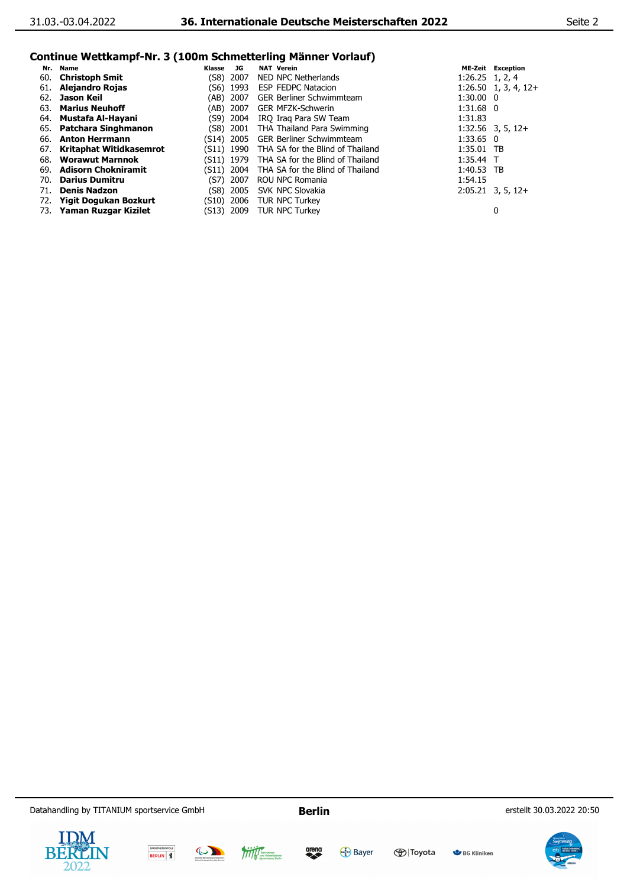## Continue Wettkampf-Nr. 3 (100m Schmetterling Männer Vorlauf)

| Nr. | Name | Klasse | JG | NAT | Verein | ME-Zeit | Exception |
|---|---|---|---|---|---|---|---|
| 60. | **Christoph Smit** | (S8) | 2007 | NED | NPC Netherlands | 1:26.25 | 1, 2, 4 |
| 61. | **Alejandro Rojas** | (S6) | 1993 | ESP | FEDPC Natacion | 1:26.50 | 1, 3, 4, 12+ |
| 62. | **Jason Keil** | (AB) | 2007 | GER | Berliner Schwimmteam | 1:30.00 | 0 |
| 63. | **Marius Neuhoff** | (AB) | 2007 | GER | MFZK-Schwerin | 1:31.68 | 0 |
| 64. | **Mustafa Al-Hayani** | (S9) | 2004 | IRQ | Iraq Para SW Team | 1:31.83 | |
| 65. | **Patchara Singhmanon** | (S8) | 2001 | THA | Thailand Para Swimming | 1:32.56 | 3, 5, 12+ |
| 66. | **Anton Herrmann** | (S14) | 2005 | GER | Berliner Schwimmteam | 1:33.65 | 0 |
| 67. | **Kritaphat Witidkasemrot** | (S11) | 1990 | THA | SA for the Blind of Thailand | 1:35.01 | TB |
| 68. | **Worawut Marnnok** | (S11) | 1979 | THA | SA for the Blind of Thailand | 1:35.44 | T |
| 69. | **Adisorn Chokniramit** | (S11) | 2004 | THA | SA for the Blind of Thailand | 1:40.53 | TB |
| 70. | **Darius Dumitru** | (S7) | 2007 | ROU | NPC Romania | 1:54.15 | |
| 71. | **Denis Nadzon** | (S8) | 2005 | SVK | NPC Slovakia | 2:05.21 | 3, 5, 12+ |
| 72. | **Yigit Dogukan Bozkurt** | (S10) | 2006 | TUR | NPC Turkey | | |
| 73. | **Yaman Ruzgar Kizilet** | (S13) | 2009 | TUR | NPC Turkey | | 0 |

Datahandling by TITANIUM sportservice GmbH — Berlin — erstellt 30.03.2022 20:50